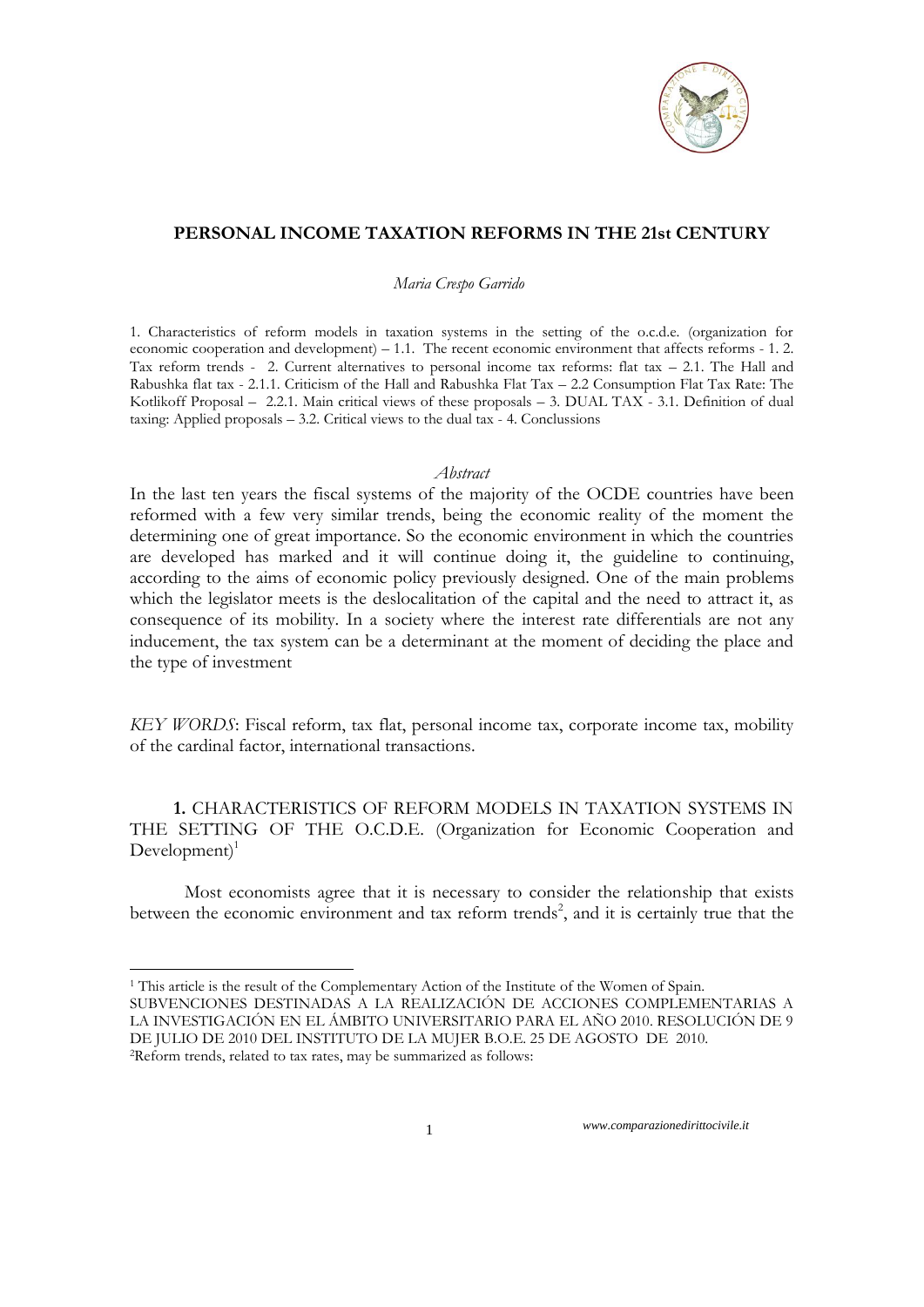# PERSONAL INCOME TAXATION REFORMS IN THE 21st CENTURY

*Maria Crespo Garrido*

1. Characteristics of reform models in taxation systems in the setting of the o.c.d.e. (organization for economic cooperation and development) – 1.1. The recent economic environment that affects reforms - 1. 2. Tax reform trends - 2. Current alternatives to personal income tax reforms: flat tax – 2.1. The Hall and Rabushka flat tax - 2.1.1. Criticism of the Hall and Rabushka Flat Tax – 2.2 Consumption Flat Tax Rate: The Kotlikoff Proposal – 2.2.1. Main critical views of these proposals – 3. DUAL TAX - 3.1. Definition of dual taxing: Applied proposals – 3.2. Critical views to the dual tax - 4. Conclussions

*Abstract*

In the last ten years the fiscal systems of the majority of the OCDE countries have been reformed with a few very similar trends, being the economic reality of the moment the determining one of great importance. So the economic environment in which the countries are developed has marked and it will continue doing it, the guideline to continuing, according to the aims of economic policy previously designed. One of the main problems which the legislator meets is the deslocalitation of the capital and the need to attract it, as consequence of its mobility. In a society where the interest rate differentials are not any inducement, the tax system can be a determinant at the moment of deciding the place and the type of investment

*KEY WORDS*: Fiscal reform, tax flat, personal income tax, corporate income tax, mobility of the cardinal factor, international transactions.

## 1. CHARACTERISTICS OF REFORM MODELS IN TAXATION SYSTEMS IN THE SETTING OF THE O.C.D.E. (Organization for Economic Cooperation and Development)[1]

Most economists agree that it is necessary to consider the relationship that exists between the economic environment and tax reform trends[2], and it is certainly true that the

[1] This article is the result of the Complementary Action of the Institute of the Women of Spain. SUBVENCIONES DESTINADAS A LA REALIZACIÓN DE ACCIONES COMPLEMENTARIAS A LA INVESTIGACIÓN EN EL ÁMBITO UNIVERSITARIO PARA EL AÑO 2010. RESOLUCIÓN DE 9 DE JULIO DE 2010 DEL INSTITUTO DE LA MUJER B.O.E. 25 DE AGOSTO DE 2010.

[2] Reform trends, related to tax rates, may be summarized as follows: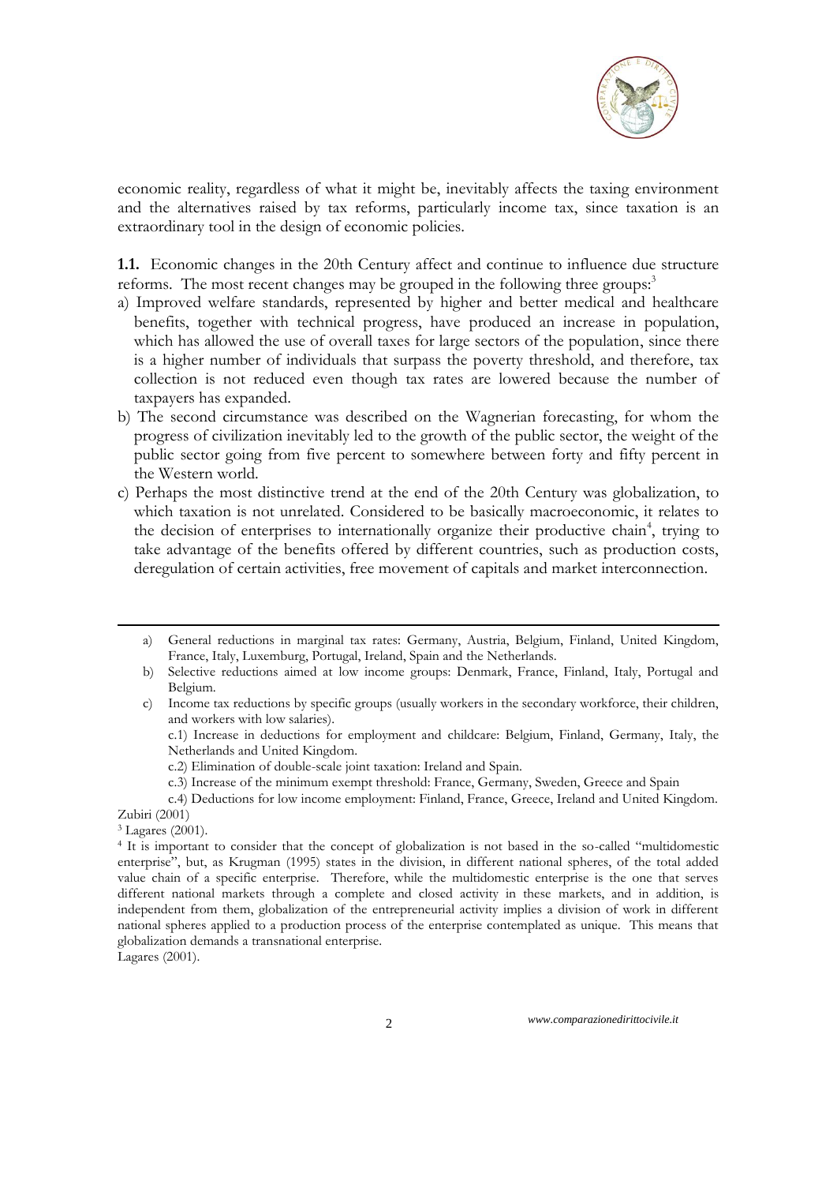economic reality, regardless of what it might be, inevitably affects the taxing environment and the alternatives raised by tax reforms, particularly income tax, since taxation is an extraordinary tool in the design of economic policies.

**1.1.** Economic changes in the 20th Century affect and continue to influence due structure reforms. The most recent changes may be grouped in the following three groups:[3]

a) Improved welfare standards, represented by higher and better medical and healthcare benefits, together with technical progress, have produced an increase in population, which has allowed the use of overall taxes for large sectors of the population, since there is a higher number of individuals that surpass the poverty threshold, and therefore, tax collection is not reduced even though tax rates are lowered because the number of taxpayers has expanded.

b) The second circumstance was described on the Wagnerian forecasting, for whom the progress of civilization inevitably led to the growth of the public sector, the weight of the public sector going from five percent to somewhere between forty and fifty percent in the Western world.

c) Perhaps the most distinctive trend at the end of the 20th Century was globalization, to which taxation is not unrelated. Considered to be basically macroeconomic, it relates to the decision of enterprises to internationally organize their productive chain[4], trying to take advantage of the benefits offered by different countries, such as production costs, deregulation of certain activities, free movement of capitals and market interconnection.

---

a) General reductions in marginal tax rates: Germany, Austria, Belgium, Finland, United Kingdom, France, Italy, Luxemburg, Portugal, Ireland, Spain and the Netherlands.

b) Selective reductions aimed at low income groups: Denmark, France, Finland, Italy, Portugal and Belgium.

c) Income tax reductions by specific groups (usually workers in the secondary workforce, their children, and workers with low salaries).

c.1) Increase in deductions for employment and childcare: Belgium, Finland, Germany, Italy, the Netherlands and United Kingdom.

c.2) Elimination of double-scale joint taxation: Ireland and Spain.

c.3) Increase of the minimum exempt threshold: France, Germany, Sweden, Greece and Spain

c.4) Deductions for low income employment: Finland, France, Greece, Ireland and United Kingdom.

Zubiri (2001)

[3] Lagares (2001).

[4] It is important to consider that the concept of globalization is not based in the so-called "multidomestic enterprise", but, as Krugman (1995) states in the division, in different national spheres, of the total added value chain of a specific enterprise. Therefore, while the multidomestic enterprise is the one that serves different national markets through a complete and closed activity in these markets, and in addition, is independent from them, globalization of the entrepreneurial activity implies a division of work in different national spheres applied to a production process of the enterprise contemplated as unique. This means that globalization demands a transnational enterprise.

Lagares (2001).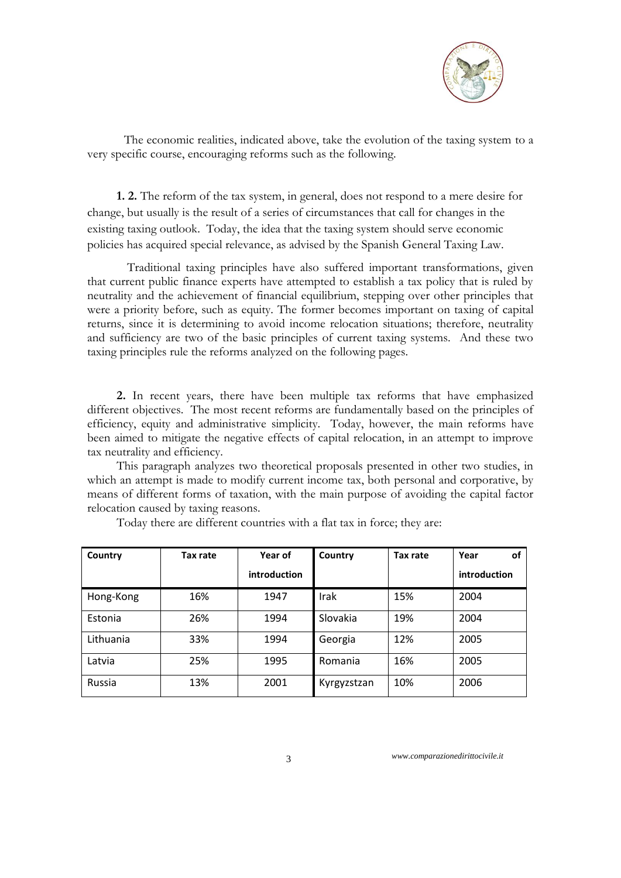The economic realities, indicated above, take the evolution of the taxing system to a very specific course, encouraging reforms such as the following.

**1. 2.** The reform of the tax system, in general, does not respond to a mere desire for change, but usually is the result of a series of circumstances that call for changes in the existing taxing outlook. Today, the idea that the taxing system should serve economic policies has acquired special relevance, as advised by the Spanish General Taxing Law.

Traditional taxing principles have also suffered important transformations, given that current public finance experts have attempted to establish a tax policy that is ruled by neutrality and the achievement of financial equilibrium, stepping over other principles that were a priority before, such as equity. The former becomes important on taxing of capital returns, since it is determining to avoid income relocation situations; therefore, neutrality and sufficiency are two of the basic principles of current taxing systems. And these two taxing principles rule the reforms analyzed on the following pages.

**2.** In recent years, there have been multiple tax reforms that have emphasized different objectives. The most recent reforms are fundamentally based on the principles of efficiency, equity and administrative simplicity. Today, however, the main reforms have been aimed to mitigate the negative effects of capital relocation, in an attempt to improve tax neutrality and efficiency.

This paragraph analyzes two theoretical proposals presented in other two studies, in which an attempt is made to modify current income tax, both personal and corporative, by means of different forms of taxation, with the main purpose of avoiding the capital factor relocation caused by taxing reasons.

Today there are different countries with a flat tax in force; they are:

| Country | Tax rate | Year of introduction | Country | Tax rate | Year of introduction |
|---|---|---|---|---|---|
| Hong-Kong | 16% | 1947 | Irak | 15% | 2004 |
| Estonia | 26% | 1994 | Slovakia | 19% | 2004 |
| Lithuania | 33% | 1994 | Georgia | 12% | 2005 |
| Latvia | 25% | 1995 | Romania | 16% | 2005 |
| Russia | 13% | 2001 | Kyrgyzstzan | 10% | 2006 |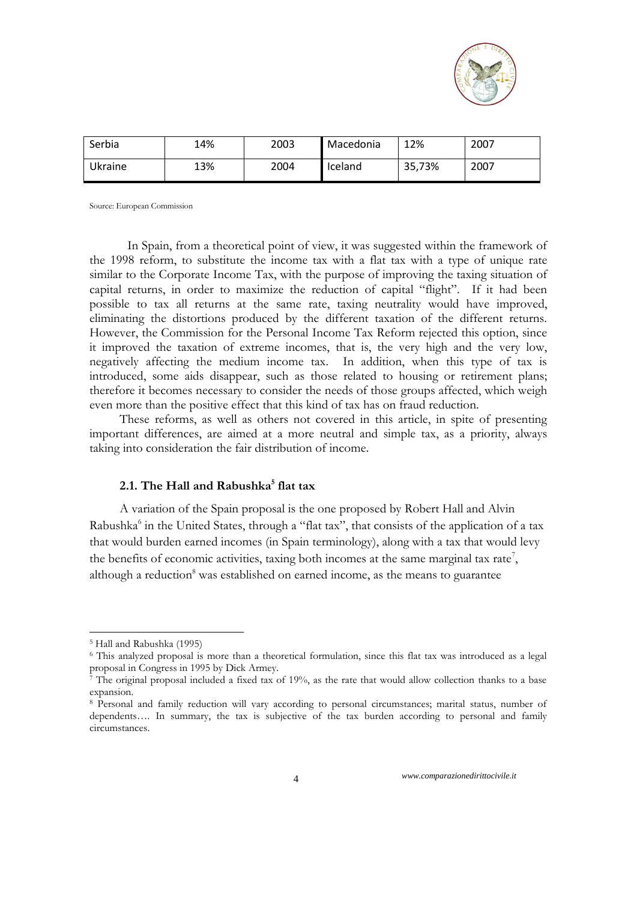| | | | | | |
|---|---|---|---|---|---|
| Serbia | 14% | 2003 | Macedonia | 12% | 2007 |
| Ukraine | 13% | 2004 | Iceland | 35,73% | 2007 |

Source: European Commission

In Spain, from a theoretical point of view, it was suggested within the framework of the 1998 reform, to substitute the income tax with a flat tax with a type of unique rate similar to the Corporate Income Tax, with the purpose of improving the taxing situation of capital returns, in order to maximize the reduction of capital "flight". If it had been possible to tax all returns at the same rate, taxing neutrality would have improved, eliminating the distortions produced by the different taxation of the different returns. However, the Commission for the Personal Income Tax Reform rejected this option, since it improved the taxation of extreme incomes, that is, the very high and the very low, negatively affecting the medium income tax. In addition, when this type of tax is introduced, some aids disappear, such as those related to housing or retirement plans; therefore it becomes necessary to consider the needs of those groups affected, which weigh even more than the positive effect that this kind of tax has on fraud reduction.

These reforms, as well as others not covered in this article, in spite of presenting important differences, are aimed at a more neutral and simple tax, as a priority, always taking into consideration the fair distribution of income.

### 2.1. The Hall and Rabushka[5] flat tax

A variation of the Spain proposal is the one proposed by Robert Hall and Alvin Rabushka[6] in the United States, through a "flat tax", that consists of the application of a tax that would burden earned incomes (in Spain terminology), along with a tax that would levy the benefits of economic activities, taxing both incomes at the same marginal tax rate[7], although a reduction[8] was established on earned income, as the means to guarantee

---

[5] Hall and Rabushka (1995)

[6] This analyzed proposal is more than a theoretical formulation, since this flat tax was introduced as a legal proposal in Congress in 1995 by Dick Armey.

[7] The original proposal included a fixed tax of 19%, as the rate that would allow collection thanks to a base expansion.

[8] Personal and family reduction will vary according to personal circumstances; marital status, number of dependents…. In summary, the tax is subjective of the tax burden according to personal and family circumstances.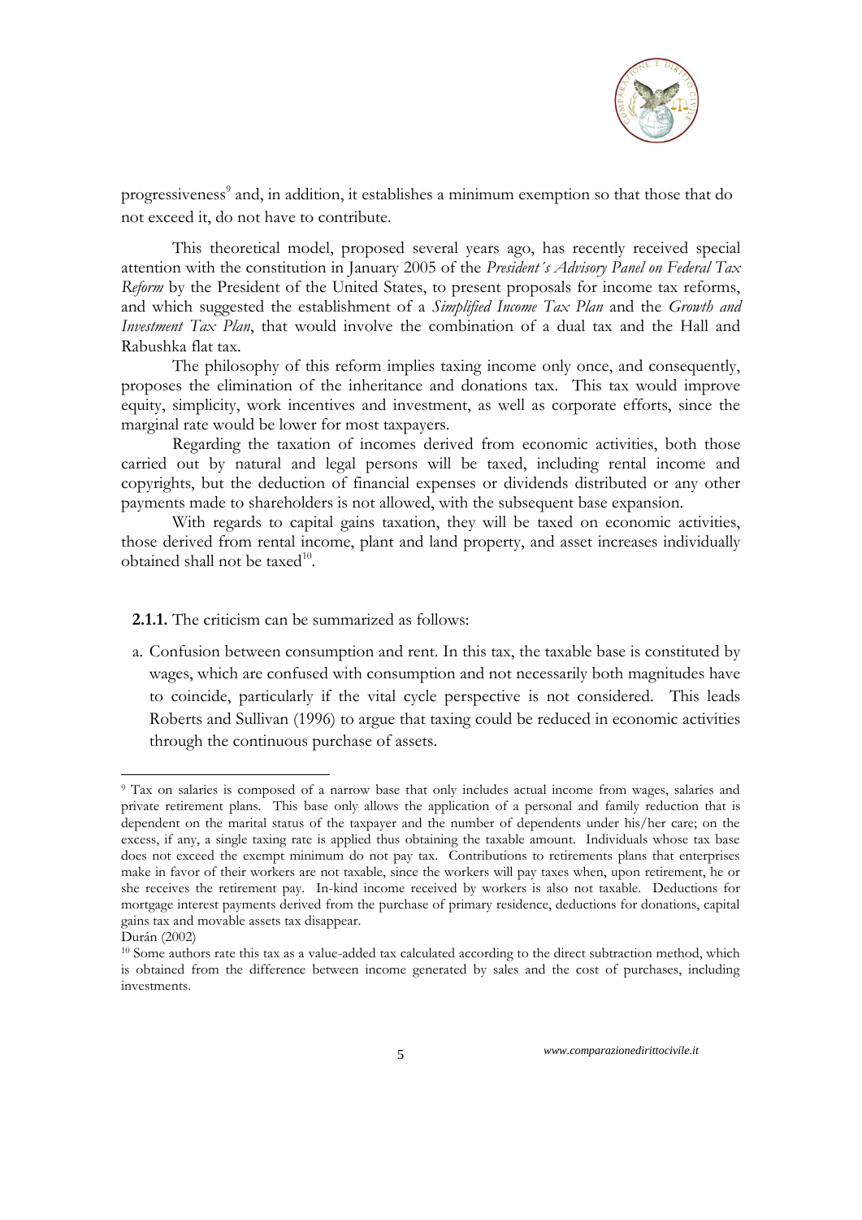progressiveness[9] and, in addition, it establishes a minimum exemption so that those that do not exceed it, do not have to contribute.

This theoretical model, proposed several years ago, has recently received special attention with the constitution in January 2005 of the *President´s Advisory Panel on Federal Tax Reform* by the President of the United States, to present proposals for income tax reforms, and which suggested the establishment of a *Simplified Income Tax Plan* and the *Growth and Investment Tax Plan*, that would involve the combination of a dual tax and the Hall and Rabushka flat tax.

The philosophy of this reform implies taxing income only once, and consequently, proposes the elimination of the inheritance and donations tax. This tax would improve equity, simplicity, work incentives and investment, as well as corporate efforts, since the marginal rate would be lower for most taxpayers.

Regarding the taxation of incomes derived from economic activities, both those carried out by natural and legal persons will be taxed, including rental income and copyrights, but the deduction of financial expenses or dividends distributed or any other payments made to shareholders is not allowed, with the subsequent base expansion.

With regards to capital gains taxation, they will be taxed on economic activities, those derived from rental income, plant and land property, and asset increases individually obtained shall not be taxed[10].

**2.1.1.** The criticism can be summarized as follows:

a. Confusion between consumption and rent. In this tax, the taxable base is constituted by wages, which are confused with consumption and not necessarily both magnitudes have to coincide, particularly if the vital cycle perspective is not considered. This leads Roberts and Sullivan (1996) to argue that taxing could be reduced in economic activities through the continuous purchase of assets.

---

[9] Tax on salaries is composed of a narrow base that only includes actual income from wages, salaries and private retirement plans. This base only allows the application of a personal and family reduction that is dependent on the marital status of the taxpayer and the number of dependents under his/her care; on the excess, if any, a single taxing rate is applied thus obtaining the taxable amount. Individuals whose tax base does not exceed the exempt minimum do not pay tax. Contributions to retirements plans that enterprises make in favor of their workers are not taxable, since the workers will pay taxes when, upon retirement, he or she receives the retirement pay. In-kind income received by workers is also not taxable. Deductions for mortgage interest payments derived from the purchase of primary residence, deductions for donations, capital gains tax and movable assets tax disappear.
Durán (2002)

[10] Some authors rate this tax as a value-added tax calculated according to the direct subtraction method, which is obtained from the difference between income generated by sales and the cost of purchases, including investments.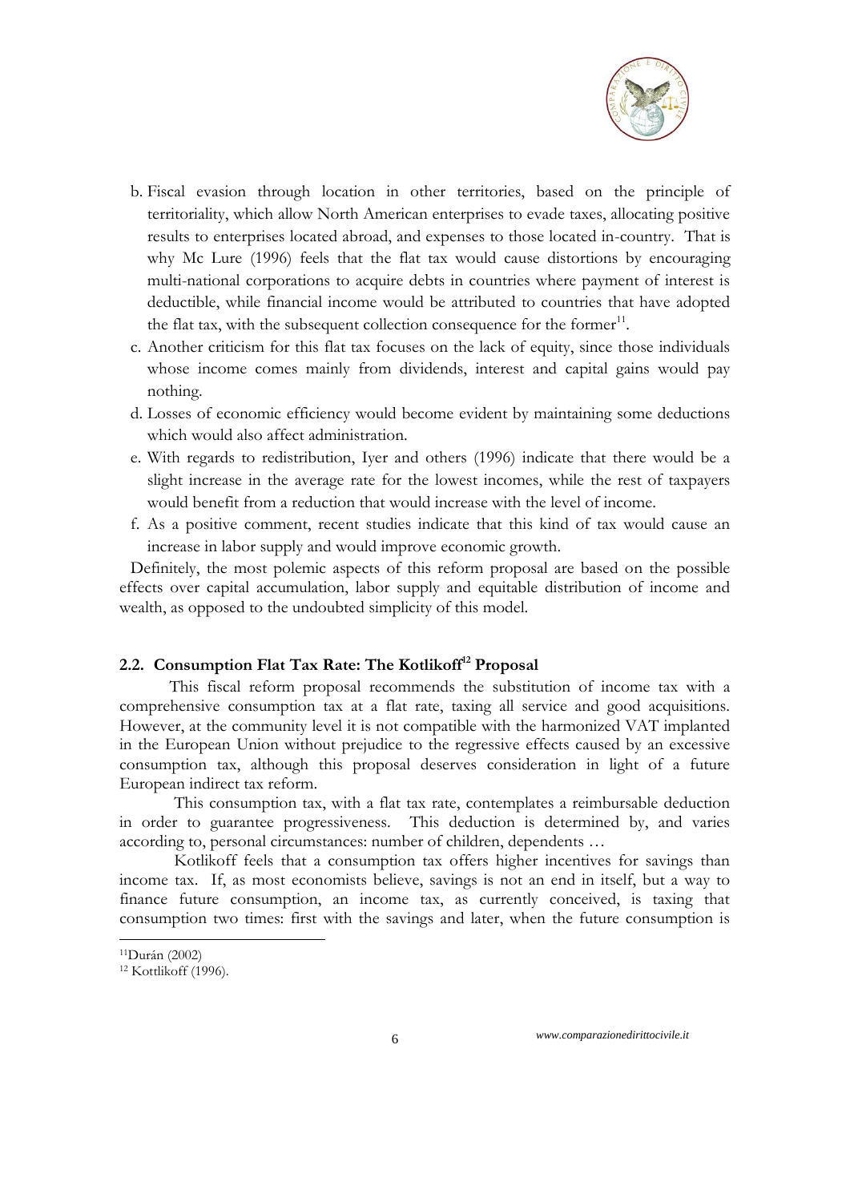b. Fiscal evasion through location in other territories, based on the principle of territoriality, which allow North American enterprises to evade taxes, allocating positive results to enterprises located abroad, and expenses to those located in-country. That is why Mc Lure (1996) feels that the flat tax would cause distortions by encouraging multi-national corporations to acquire debts in countries where payment of interest is deductible, while financial income would be attributed to countries that have adopted the flat tax, with the subsequent collection consequence for the former[11].

c. Another criticism for this flat tax focuses on the lack of equity, since those individuals whose income comes mainly from dividends, interest and capital gains would pay nothing.

d. Losses of economic efficiency would become evident by maintaining some deductions which would also affect administration.

e. With regards to redistribution, Iyer and others (1996) indicate that there would be a slight increase in the average rate for the lowest incomes, while the rest of taxpayers would benefit from a reduction that would increase with the level of income.

f. As a positive comment, recent studies indicate that this kind of tax would cause an increase in labor supply and would improve economic growth.

Definitely, the most polemic aspects of this reform proposal are based on the possible effects over capital accumulation, labor supply and equitable distribution of income and wealth, as opposed to the undoubted simplicity of this model.

## 2.2. Consumption Flat Tax Rate: The Kotlikoff[12] Proposal

This fiscal reform proposal recommends the substitution of income tax with a comprehensive consumption tax at a flat rate, taxing all service and good acquisitions. However, at the community level it is not compatible with the harmonized VAT implanted in the European Union without prejudice to the regressive effects caused by an excessive consumption tax, although this proposal deserves consideration in light of a future European indirect tax reform.

This consumption tax, with a flat tax rate, contemplates a reimbursable deduction in order to guarantee progressiveness. This deduction is determined by, and varies according to, personal circumstances: number of children, dependents …

Kotlikoff feels that a consumption tax offers higher incentives for savings than income tax. If, as most economists believe, savings is not an end in itself, but a way to finance future consumption, an income tax, as currently conceived, is taxing that consumption two times: first with the savings and later, when the future consumption is

---

[11] Durán (2002)

[12] Kottlikoff (1996).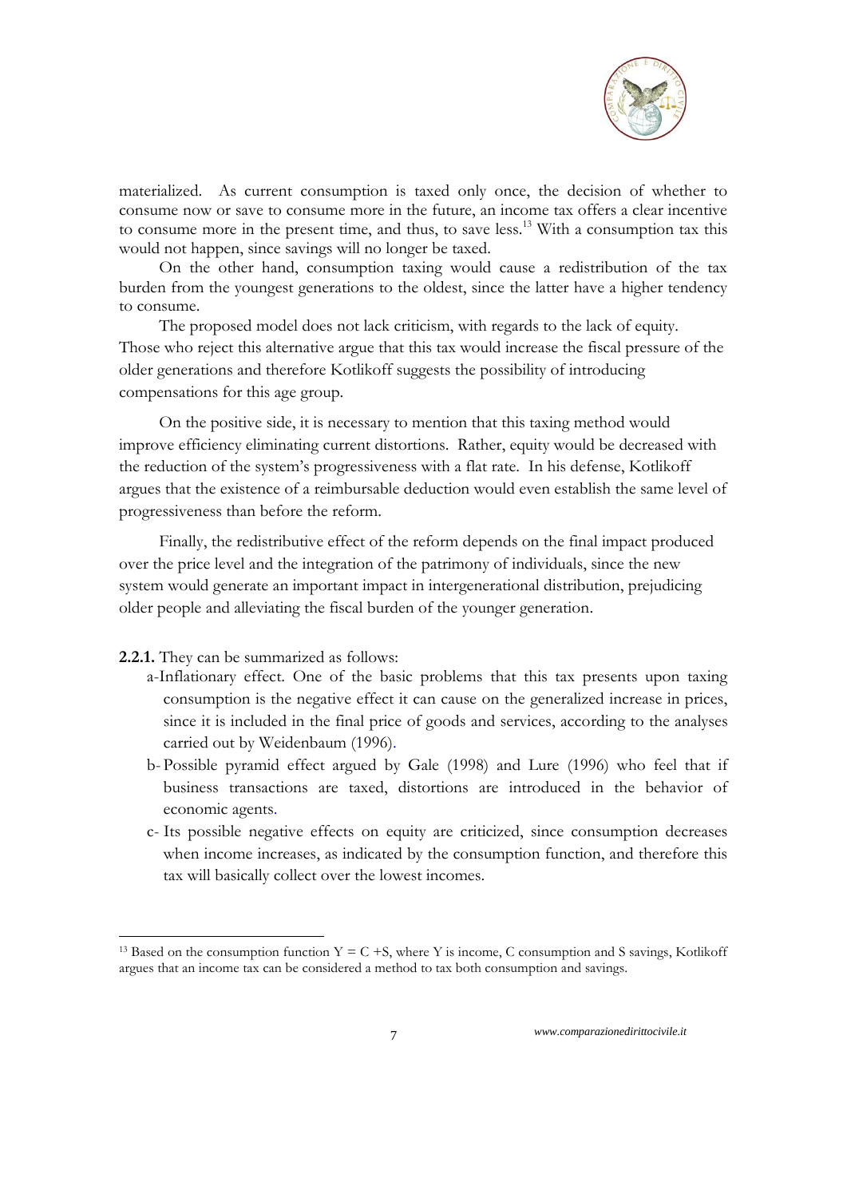materialized. As current consumption is taxed only once, the decision of whether to consume now or save to consume more in the future, an income tax offers a clear incentive to consume more in the present time, and thus, to save less.[13] With a consumption tax this would not happen, since savings will no longer be taxed.

On the other hand, consumption taxing would cause a redistribution of the tax burden from the youngest generations to the oldest, since the latter have a higher tendency to consume.

The proposed model does not lack criticism, with regards to the lack of equity. Those who reject this alternative argue that this tax would increase the fiscal pressure of the older generations and therefore Kotlikoff suggests the possibility of introducing compensations for this age group.

On the positive side, it is necessary to mention that this taxing method would improve efficiency eliminating current distortions. Rather, equity would be decreased with the reduction of the system's progressiveness with a flat rate. In his defense, Kotlikoff argues that the existence of a reimbursable deduction would even establish the same level of progressiveness than before the reform.

Finally, the redistributive effect of the reform depends on the final impact produced over the price level and the integration of the patrimony of individuals, since the new system would generate an important impact in intergenerational distribution, prejudicing older people and alleviating the fiscal burden of the younger generation.

**2.2.1.** They can be summarized as follows:

a- Inflationary effect. One of the basic problems that this tax presents upon taxing consumption is the negative effect it can cause on the generalized increase in prices, since it is included in the final price of goods and services, according to the analyses carried out by Weidenbaum (1996).

b- Possible pyramid effect argued by Gale (1998) and Lure (1996) who feel that if business transactions are taxed, distortions are introduced in the behavior of economic agents.

c- Its possible negative effects on equity are criticized, since consumption decreases when income increases, as indicated by the consumption function, and therefore this tax will basically collect over the lowest incomes.

---

[13] Based on the consumption function $Y = C + S$, where Y is income, C consumption and S savings, Kotlikoff argues that an income tax can be considered a method to tax both consumption and savings.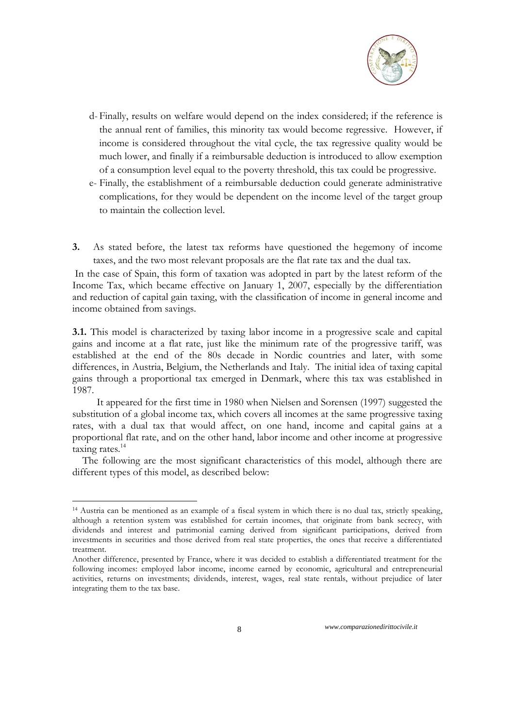d- Finally, results on welfare would depend on the index considered; if the reference is the annual rent of families, this minority tax would become regressive. However, if income is considered throughout the vital cycle, the tax regressive quality would be much lower, and finally if a reimbursable deduction is introduced to allow exemption of a consumption level equal to the poverty threshold, this tax could be progressive.

e- Finally, the establishment of a reimbursable deduction could generate administrative complications, for they would be dependent on the income level of the target group to maintain the collection level.

**3.** As stated before, the latest tax reforms have questioned the hegemony of income taxes, and the two most relevant proposals are the flat rate tax and the dual tax.

In the case of Spain, this form of taxation was adopted in part by the latest reform of the Income Tax, which became effective on January 1, 2007, especially by the differentiation and reduction of capital gain taxing, with the classification of income in general income and income obtained from savings.

**3.1.** This model is characterized by taxing labor income in a progressive scale and capital gains and income at a flat rate, just like the minimum rate of the progressive tariff, was established at the end of the 80s decade in Nordic countries and later, with some differences, in Austria, Belgium, the Netherlands and Italy. The initial idea of taxing capital gains through a proportional tax emerged in Denmark, where this tax was established in 1987.

It appeared for the first time in 1980 when Nielsen and Sorensen (1997) suggested the substitution of a global income tax, which covers all incomes at the same progressive taxing rates, with a dual tax that would affect, on one hand, income and capital gains at a proportional flat rate, and on the other hand, labor income and other income at progressive taxing rates.[14]

The following are the most significant characteristics of this model, although there are different types of this model, as described below:

---

[14] Austria can be mentioned as an example of a fiscal system in which there is no dual tax, strictly speaking, although a retention system was established for certain incomes, that originate from bank secrecy, with dividends and interest and patrimonial earning derived from significant participations, derived from investments in securities and those derived from real state properties, the ones that receive a differentiated treatment.

Another difference, presented by France, where it was decided to establish a differentiated treatment for the following incomes: employed labor income, income earned by economic, agricultural and entrepreneurial activities, returns on investments; dividends, interest, wages, real state rentals, without prejudice of later integrating them to the tax base.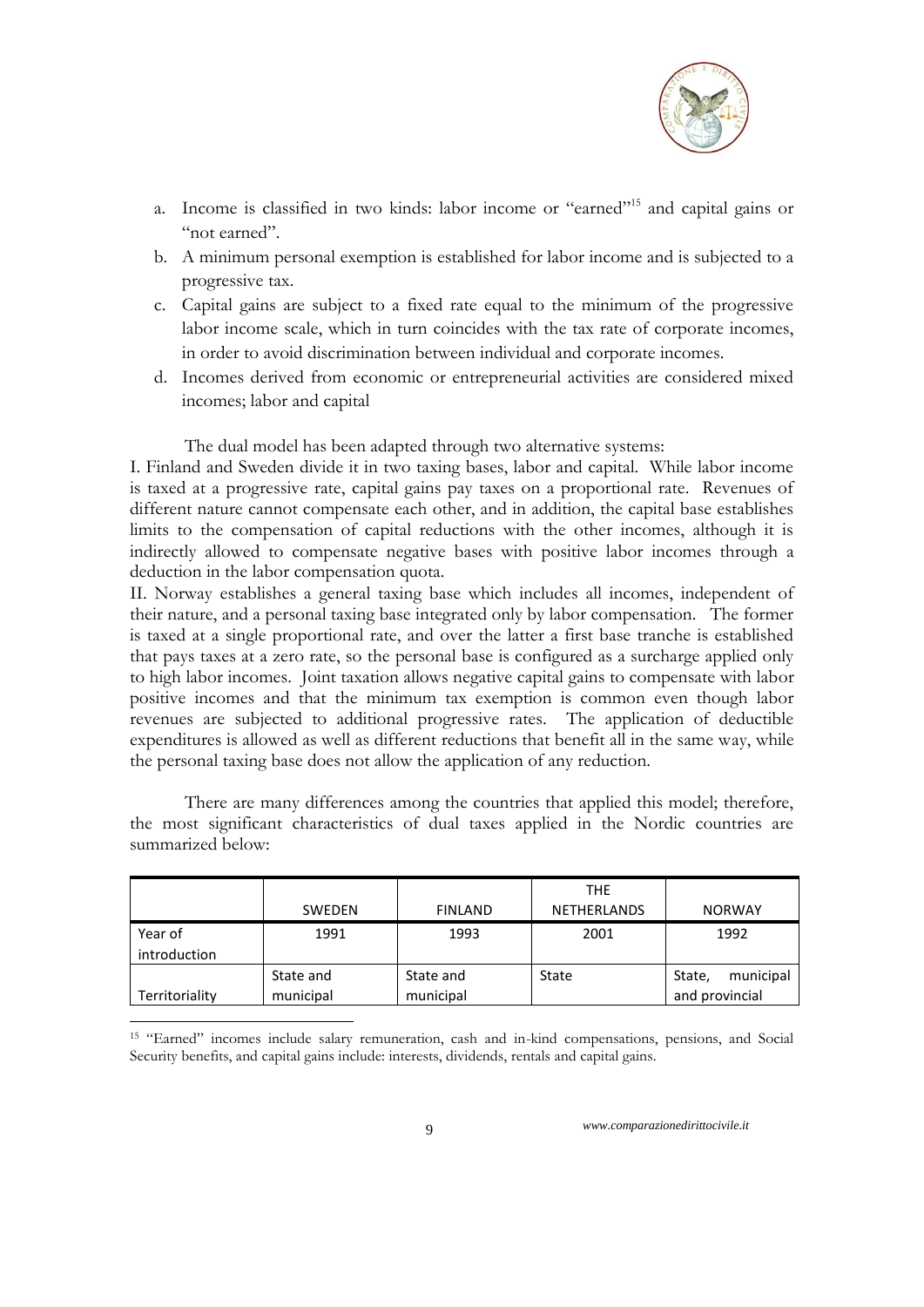a. Income is classified in two kinds: labor income or "earned"[15] and capital gains or "not earned".
b. A minimum personal exemption is established for labor income and is subjected to a progressive tax.
c. Capital gains are subject to a fixed rate equal to the minimum of the progressive labor income scale, which in turn coincides with the tax rate of corporate incomes, in order to avoid discrimination between individual and corporate incomes.
d. Incomes derived from economic or entrepreneurial activities are considered mixed incomes; labor and capital

The dual model has been adapted through two alternative systems:

I. Finland and Sweden divide it in two taxing bases, labor and capital. While labor income is taxed at a progressive rate, capital gains pay taxes on a proportional rate. Revenues of different nature cannot compensate each other, and in addition, the capital base establishes limits to the compensation of capital reductions with the other incomes, although it is indirectly allowed to compensate negative bases with positive labor incomes through a deduction in the labor compensation quota.

II. Norway establishes a general taxing base which includes all incomes, independent of their nature, and a personal taxing base integrated only by labor compensation. The former is taxed at a single proportional rate, and over the latter a first base tranche is established that pays taxes at a zero rate, so the personal base is configured as a surcharge applied only to high labor incomes. Joint taxation allows negative capital gains to compensate with labor positive incomes and that the minimum tax exemption is common even though labor revenues are subjected to additional progressive rates. The application of deductible expenditures is allowed as well as different reductions that benefit all in the same way, while the personal taxing base does not allow the application of any reduction.

There are many differences among the countries that applied this model; therefore, the most significant characteristics of dual taxes applied in the Nordic countries are summarized below:

| | SWEDEN | FINLAND | THE NETHERLANDS | NORWAY |
|---|---|---|---|---|
| Year of introduction | 1991 | 1993 | 2001 | 1992 |
| Territoriality | State and municipal | State and municipal | State | State, municipal and provincial |

[15] "Earned" incomes include salary remuneration, cash and in-kind compensations, pensions, and Social Security benefits, and capital gains include: interests, dividends, rentals and capital gains.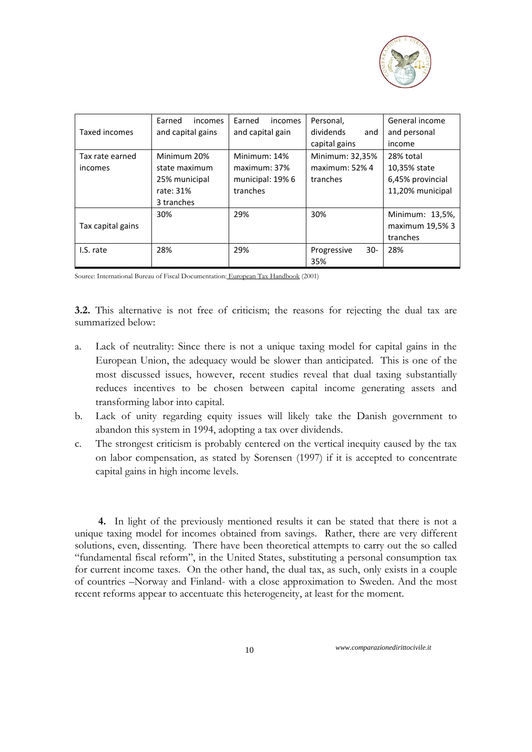| Taxed incomes | Earned incomes and capital gains | Earned incomes and capital gain | Personal, dividends and capital gains | General income and personal income |
|---|---|---|---|---|
| Tax rate earned incomes | Minimum 20% state maximum 25% municipal rate: 31% 3 tranches | Minimum: 14% maximum: 37% municipal: 19% 6 tranches | Minimum: 32,35% maximum: 52% 4 tranches | 28% total 10,35% state 6,45% provincial 11,20% municipal |
| Tax capital gains | 30% | 29% | 30% | Minimum: 13,5%, maximum 19,5% 3 tranches |
| I.S. rate | 28% | 29% | Progressive 30-35% | 28% |

Source: International Bureau of Fiscal Documentation: European Tax Handbook (2001)

**3.2.** This alternative is not free of criticism; the reasons for rejecting the dual tax are summarized below:

a. Lack of neutrality: Since there is not a unique taxing model for capital gains in the European Union, the adequacy would be slower than anticipated. This is one of the most discussed issues, however, recent studies reveal that dual taxing substantially reduces incentives to be chosen between capital income generating assets and transforming labor into capital.

b. Lack of unity regarding equity issues will likely take the Danish government to abandon this system in 1994, adopting a tax over dividends.

c. The strongest criticism is probably centered on the vertical inequity caused by the tax on labor compensation, as stated by Sorensen (1997) if it is accepted to concentrate capital gains in high income levels.

**4.** In light of the previously mentioned results it can be stated that there is not a unique taxing model for incomes obtained from savings. Rather, there are very different solutions, even, dissenting. There have been theoretical attempts to carry out the so called "fundamental fiscal reform", in the United States, substituting a personal consumption tax for current income taxes. On the other hand, the dual tax, as such, only exists in a couple of countries –Norway and Finland- with a close approximation to Sweden. And the most recent reforms appear to accentuate this heterogeneity, at least for the moment.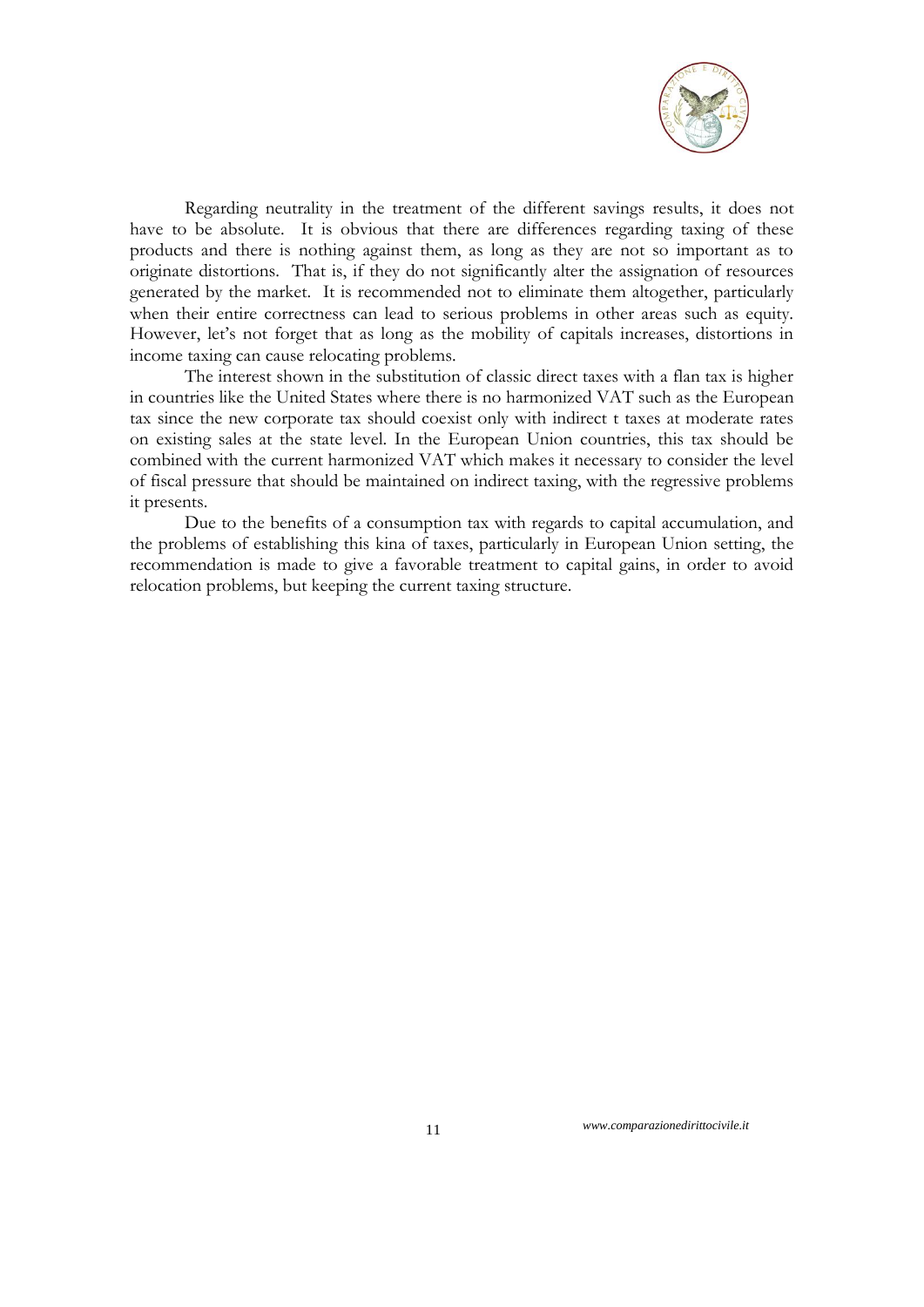Regarding neutrality in the treatment of the different savings results, it does not have to be absolute. It is obvious that there are differences regarding taxing of these products and there is nothing against them, as long as they are not so important as to originate distortions. That is, if they do not significantly alter the assignation of resources generated by the market. It is recommended not to eliminate them altogether, particularly when their entire correctness can lead to serious problems in other areas such as equity. However, let's not forget that as long as the mobility of capitals increases, distortions in income taxing can cause relocating problems.

The interest shown in the substitution of classic direct taxes with a flan tax is higher in countries like the United States where there is no harmonized VAT such as the European tax since the new corporate tax should coexist only with indirect t taxes at moderate rates on existing sales at the state level. In the European Union countries, this tax should be combined with the current harmonized VAT which makes it necessary to consider the level of fiscal pressure that should be maintained on indirect taxing, with the regressive problems it presents.

Due to the benefits of a consumption tax with regards to capital accumulation, and the problems of establishing this kina of taxes, particularly in European Union setting, the recommendation is made to give a favorable treatment to capital gains, in order to avoid relocation problems, but keeping the current taxing structure.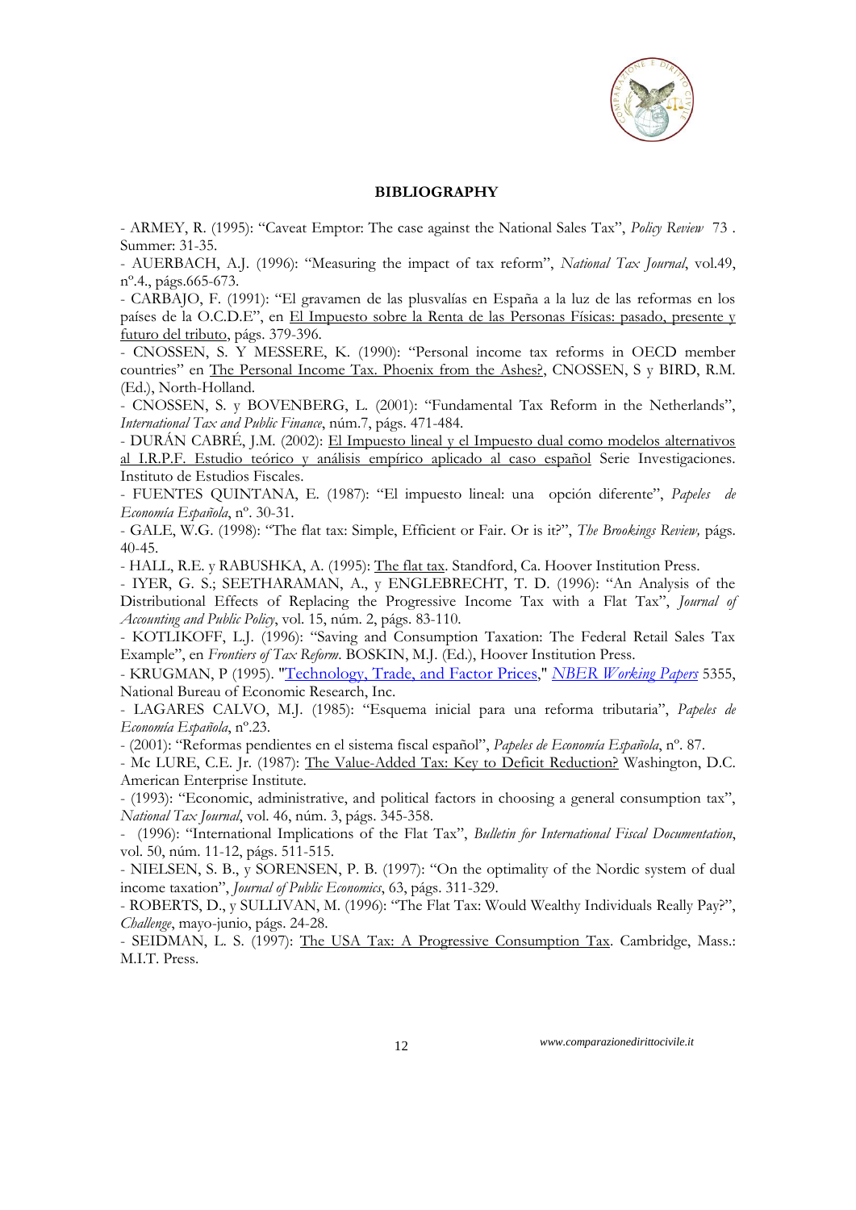**BIBLIOGRAPHY**

- ARMEY, R. (1995): "Caveat Emptor: The case against the National Sales Tax", *Policy Review* 73 . Summer: 31-35.
- AUERBACH, A.J. (1996): "Measuring the impact of tax reform", *National Tax Journal*, vol.49, nº.4., págs.665-673.
- CARBAJO, F. (1991): "El gravamen de las plusvalías en España a la luz de las reformas en los países de la O.C.D.E", en El Impuesto sobre la Renta de las Personas Físicas: pasado, presente y futuro del tributo, págs. 379-396.
- CNOSSEN, S. Y MESSERE, K. (1990): "Personal income tax reforms in OECD member countries" en The Personal Income Tax. Phoenix from the Ashes?, CNOSSEN, S y BIRD, R.M. (Ed.), North-Holland.
- CNOSSEN, S. y BOVENBERG, L. (2001): "Fundamental Tax Reform in the Netherlands", *International Tax and Public Finance*, núm.7, págs. 471-484.
- DURÁN CABRÉ, J.M. (2002): El Impuesto lineal y el Impuesto dual como modelos alternativos al I.R.P.F. Estudio teórico y análisis empírico aplicado al caso español Serie Investigaciones. Instituto de Estudios Fiscales.
- FUENTES QUINTANA, E. (1987): "El impuesto lineal: una opción diferente", *Papeles de Economía Española*, nº. 30-31.
- GALE, W.G. (1998): "The flat tax: Simple, Efficient or Fair. Or is it?", *The Brookings Review,* págs. 40-45.
- HALL, R.E. y RABUSHKA, A. (1995): The flat tax. Standford, Ca. Hoover Institution Press.
- IYER, G. S.; SEETHARAMAN, A., y ENGLEBRECHT, T. D. (1996): "An Analysis of the Distributional Effects of Replacing the Progressive Income Tax with a Flat Tax", *Journal of Accounting and Public Policy*, vol. 15, núm. 2, págs. 83-110.
- KOTLIKOFF, L.J. (1996): "Saving and Consumption Taxation: The Federal Retail Sales Tax Example", en *Frontiers of Tax Reform*. BOSKIN, M.J. (Ed.), Hoover Institution Press.
- KRUGMAN, P (1995). "Technology, Trade, and Factor Prices," *NBER Working Papers* 5355, National Bureau of Economic Research, Inc.
- LAGARES CALVO, M.J. (1985): "Esquema inicial para una reforma tributaria", *Papeles de Economía Española*, nº.23.
- (2001): "Reformas pendientes en el sistema fiscal español", *Papeles de Economía Española*, nº. 87.
- Mc LURE, C.E. Jr. (1987): The Value-Added Tax: Key to Deficit Reduction? Washington, D.C. American Enterprise Institute.
- (1993): "Economic, administrative, and political factors in choosing a general consumption tax", *National Tax Journal*, vol. 46, núm. 3, págs. 345-358.
- (1996): "International Implications of the Flat Tax", *Bulletin for International Fiscal Documentation*, vol. 50, núm. 11-12, págs. 511-515.
- NIELSEN, S. B., y SORENSEN, P. B. (1997): "On the optimality of the Nordic system of dual income taxation", *Journal of Public Economics*, 63, págs. 311-329.
- ROBERTS, D., y SULLIVAN, M. (1996): "The Flat Tax: Would Wealthy Individuals Really Pay?", *Challenge*, mayo-junio, págs. 24-28.
- SEIDMAN, L. S. (1997): The USA Tax: A Progressive Consumption Tax. Cambridge, Mass.: M.I.T. Press.